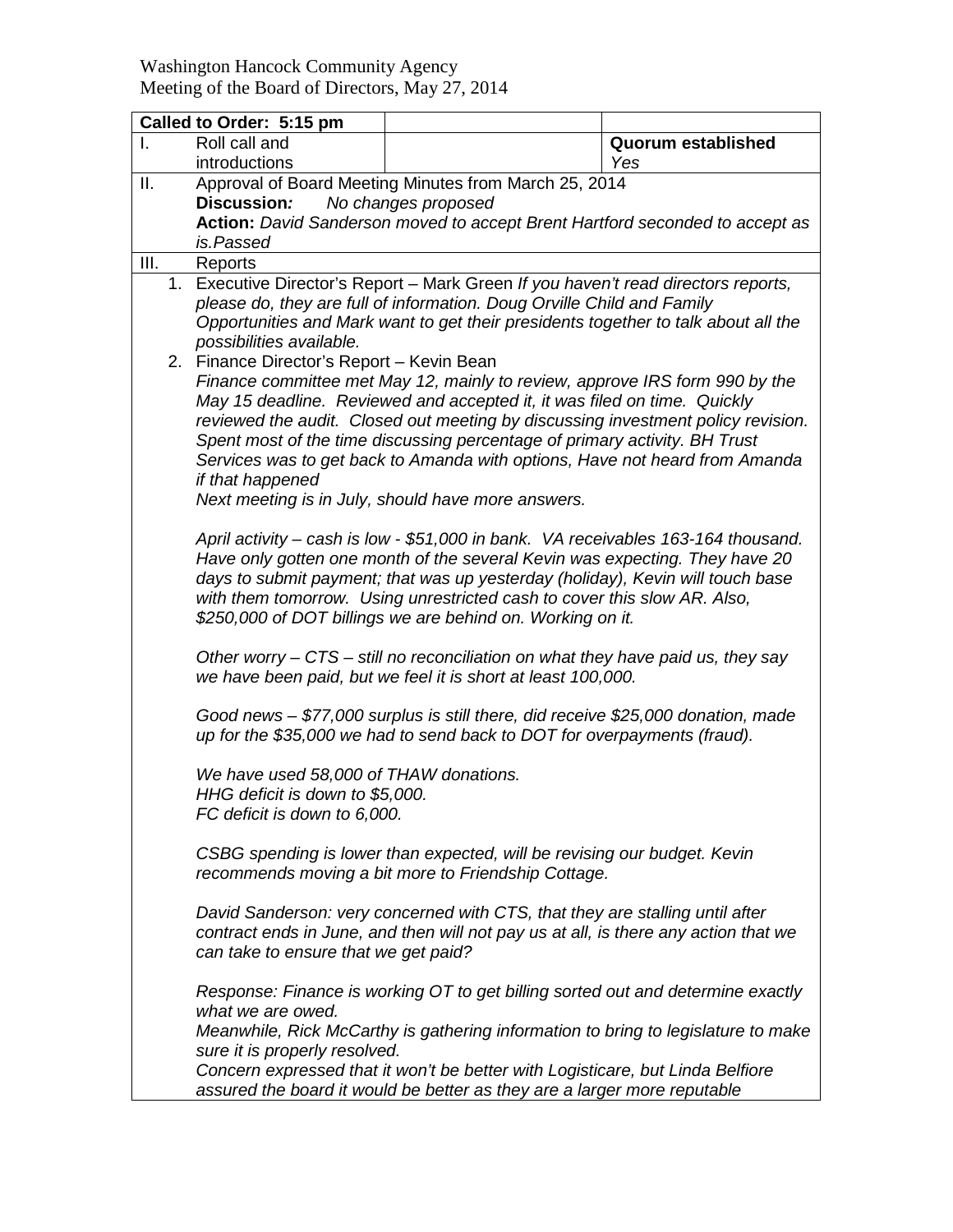Washington Hancock Community Agency
Meeting of the Board of Directors, May 27, 2014

| **Called to Order: 5:15 pm** | | | |
|---|---|---|---|
| I. | Roll call and introductions | | **Quorum established** *Yes* |

**II.** Approval of Board Meeting Minutes from March 25, 2014

**Discussion:** *No changes proposed*

**Action:** *David Sanderson moved to accept Brent Hartford seconded to accept as is.Passed*

**III.** Reports

1. Executive Director's Report – Mark Green *If you haven't read directors reports, please do, they are full of information. Doug Orville Child and Family Opportunities and Mark want to get their presidents together to talk about all the possibilities available.*
2. Finance Director's Report – Kevin Bean
   *Finance committee met May 12, mainly to review, approve IRS form 990 by the May 15 deadline. Reviewed and accepted it, it was filed on time. Quickly reviewed the audit. Closed out meeting by discussing investment policy revision. Spent most of the time discussing percentage of primary activity. BH Trust Services was to get back to Amanda with options, Have not heard from Amanda if that happened*
   *Next meeting is in July, should have more answers.*

   *April activity – cash is low - $51,000 in bank. VA receivables 163-164 thousand. Have only gotten one month of the several Kevin was expecting. They have 20 days to submit payment; that was up yesterday (holiday), Kevin will touch base with them tomorrow. Using unrestricted cash to cover this slow AR. Also, $250,000 of DOT billings we are behind on. Working on it.*

   *Other worry – CTS – still no reconciliation on what they have paid us, they say we have been paid, but we feel it is short at least 100,000.*

   *Good news – $77,000 surplus is still there, did receive $25,000 donation, made up for the $35,000 we had to send back to DOT for overpayments (fraud).*

   *We have used 58,000 of THAW donations.*
   *HHG deficit is down to $5,000.*
   *FC deficit is down to 6,000.*

   *CSBG spending is lower than expected, will be revising our budget. Kevin recommends moving a bit more to Friendship Cottage.*

   *David Sanderson: very concerned with CTS, that they are stalling until after contract ends in June, and then will not pay us at all, is there any action that we can take to ensure that we get paid?*

   *Response: Finance is working OT to get billing sorted out and determine exactly what we are owed.*
   *Meanwhile, Rick McCarthy is gathering information to bring to legislature to make sure it is properly resolved.*
   *Concern expressed that it won't be better with Logisticare, but Linda Belfiore assured the board it would be better as they are a larger more reputable*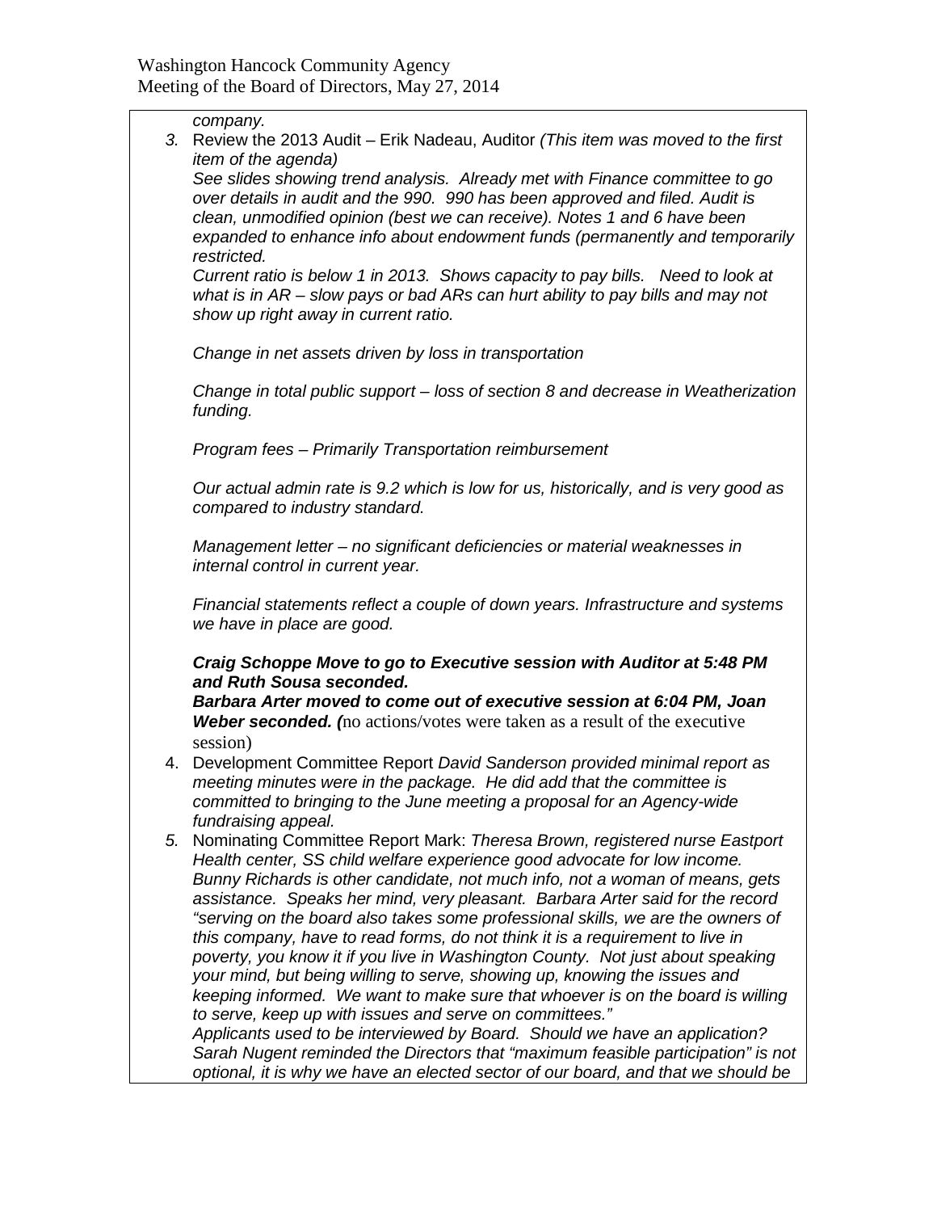*company.*

3. Review the 2013 Audit – Erik Nadeau, Auditor *(This item was moved to the first item of the agenda)*

   *See slides showing trend analysis. Already met with Finance committee to go over details in audit and the 990. 990 has been approved and filed. Audit is clean, unmodified opinion (best we can receive). Notes 1 and 6 have been expanded to enhance info about endowment funds (permanently and temporarily restricted.*

   *Current ratio is below 1 in 2013. Shows capacity to pay bills. Need to look at what is in AR – slow pays or bad ARs can hurt ability to pay bills and may not show up right away in current ratio.*

   *Change in net assets driven by loss in transportation*

   *Change in total public support – loss of section 8 and decrease in Weatherization funding.*

   *Program fees – Primarily Transportation reimbursement*

   *Our actual admin rate is 9.2 which is low for us, historically, and is very good as compared to industry standard.*

   *Management letter – no significant deficiencies or material weaknesses in internal control in current year.*

   *Financial statements reflect a couple of down years. Infrastructure and systems we have in place are good.*

   ***Craig Schoppe Move to go to Executive session with Auditor at 5:48 PM and Ruth Sousa seconded.***

   ***Barbara Arter moved to come out of executive session at 6:04 PM, Joan Weber seconded. (***no actions/votes were taken as a result of the executive session)

4. Development Committee Report *David Sanderson provided minimal report as meeting minutes were in the package. He did add that the committee is committed to bringing to the June meeting a proposal for an Agency-wide fundraising appeal.*

5. Nominating Committee Report Mark: *Theresa Brown, registered nurse Eastport Health center, SS child welfare experience good advocate for low income. Bunny Richards is other candidate, not much info, not a woman of means, gets assistance. Speaks her mind, very pleasant. Barbara Arter said for the record "serving on the board also takes some professional skills, we are the owners of this company, have to read forms, do not think it is a requirement to live in poverty, you know it if you live in Washington County. Not just about speaking your mind, but being willing to serve, showing up, knowing the issues and keeping informed. We want to make sure that whoever is on the board is willing to serve, keep up with issues and serve on committees."*

   *Applicants used to be interviewed by Board. Should we have an application? Sarah Nugent reminded the Directors that "maximum feasible participation" is not optional, it is why we have an elected sector of our board, and that we should be*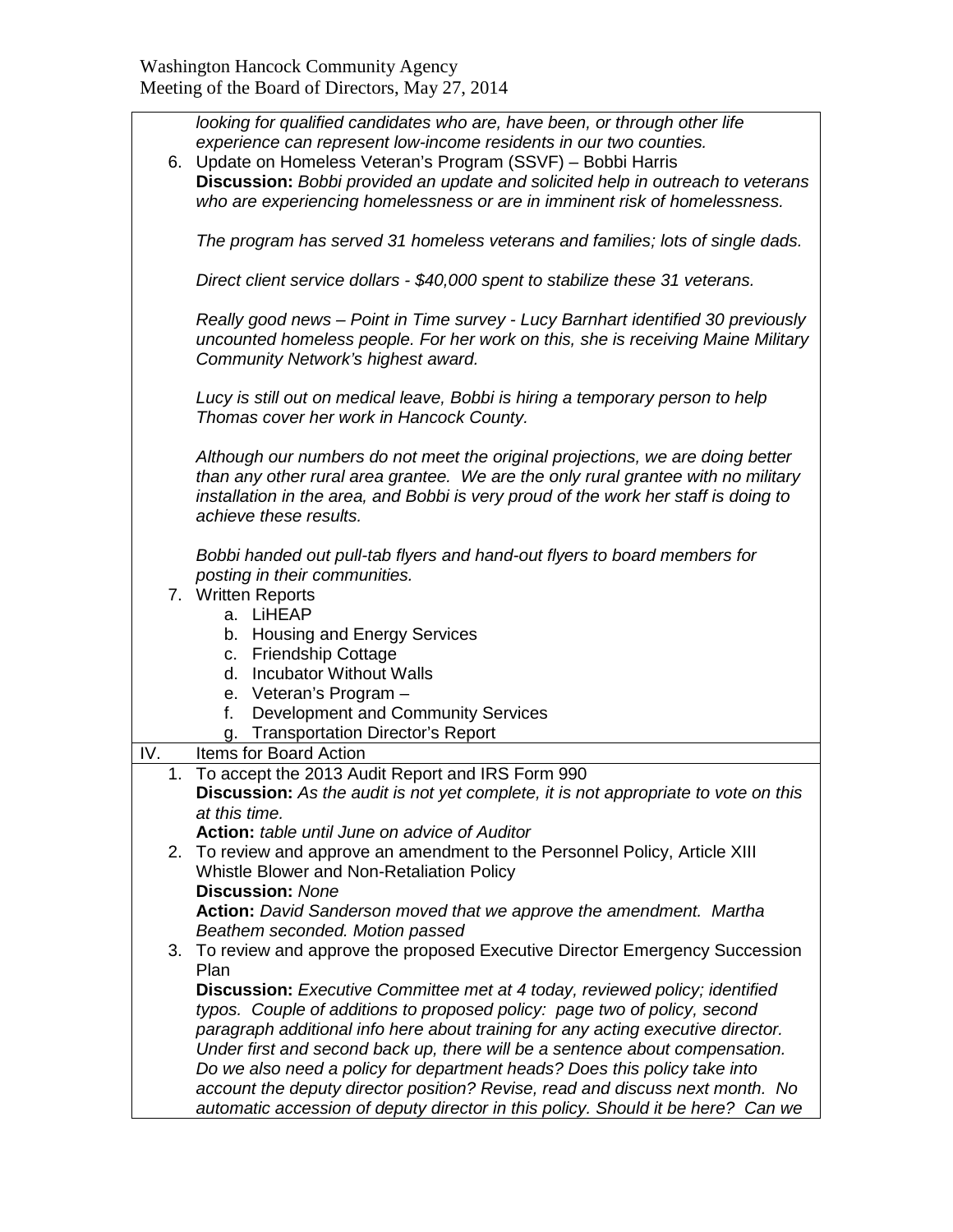*looking for qualified candidates who are, have been, or through other life experience can represent low-income residents in our two counties.*

6. Update on Homeless Veteran's Program (SSVF) – Bobbi Harris
   **Discussion:** *Bobbi provided an update and solicited help in outreach to veterans who are experiencing homelessness or are in imminent risk of homelessness.*

   *The program has served 31 homeless veterans and families; lots of single dads.*

   *Direct client service dollars - $40,000 spent to stabilize these 31 veterans.*

   *Really good news – Point in Time survey - Lucy Barnhart identified 30 previously uncounted homeless people. For her work on this, she is receiving Maine Military Community Network's highest award.*

   *Lucy is still out on medical leave, Bobbi is hiring a temporary person to help Thomas cover her work in Hancock County.*

   *Although our numbers do not meet the original projections, we are doing better than any other rural area grantee. We are the only rural grantee with no military installation in the area, and Bobbi is very proud of the work her staff is doing to achieve these results.*

   *Bobbi handed out pull-tab flyers and hand-out flyers to board members for posting in their communities.*

7. Written Reports
   a. LiHEAP
   b. Housing and Energy Services
   c. Friendship Cottage
   d. Incubator Without Walls
   e. Veteran's Program –
   f. Development and Community Services
   g. Transportation Director's Report

## IV. Items for Board Action

1. To accept the 2013 Audit Report and IRS Form 990
   **Discussion:** *As the audit is not yet complete, it is not appropriate to vote on this at this time.*
   **Action:** *table until June on advice of Auditor*
2. To review and approve an amendment to the Personnel Policy, Article XIII Whistle Blower and Non-Retaliation Policy
   **Discussion:** *None*
   **Action:** *David Sanderson moved that we approve the amendment. Martha Beathem seconded. Motion passed*
3. To review and approve the proposed Executive Director Emergency Succession Plan
   **Discussion:** *Executive Committee met at 4 today, reviewed policy; identified typos. Couple of additions to proposed policy: page two of policy, second paragraph additional info here about training for any acting executive director. Under first and second back up, there will be a sentence about compensation. Do we also need a policy for department heads? Does this policy take into account the deputy director position? Revise, read and discuss next month. No automatic accession of deputy director in this policy. Should it be here? Can we*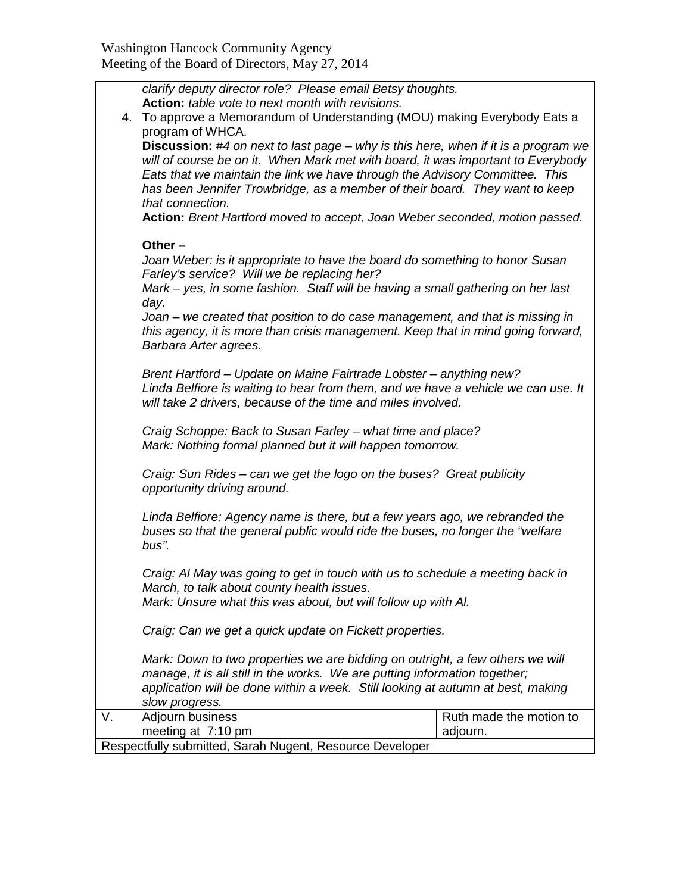*clarify deputy director role? Please email Betsy thoughts.*
**Action:** *table vote to next month with revisions.*

4. To approve a Memorandum of Understanding (MOU) making Everybody Eats a program of WHCA.
   **Discussion:** *#4 on next to last page – why is this here, when if it is a program we will of course be on it. When Mark met with board, it was important to Everybody Eats that we maintain the link we have through the Advisory Committee. This has been Jennifer Trowbridge, as a member of their board. They want to keep that connection.*
   **Action:** *Brent Hartford moved to accept, Joan Weber seconded, motion passed.*

**Other –**

*Joan Weber: is it appropriate to have the board do something to honor Susan Farley's service? Will we be replacing her?*
*Mark – yes, in some fashion. Staff will be having a small gathering on her last day.*
*Joan – we created that position to do case management, and that is missing in this agency, it is more than crisis management. Keep that in mind going forward, Barbara Arter agrees.*

*Brent Hartford – Update on Maine Fairtrade Lobster – anything new?*
*Linda Belfiore is waiting to hear from them, and we have a vehicle we can use. It will take 2 drivers, because of the time and miles involved.*

*Craig Schoppe: Back to Susan Farley – what time and place?*
*Mark: Nothing formal planned but it will happen tomorrow.*

*Craig: Sun Rides – can we get the logo on the buses? Great publicity opportunity driving around.*

*Linda Belfiore: Agency name is there, but a few years ago, we rebranded the buses so that the general public would ride the buses, no longer the "welfare bus".*

*Craig: Al May was going to get in touch with us to schedule a meeting back in March, to talk about county health issues.*
*Mark: Unsure what this was about, but will follow up with Al.*

*Craig: Can we get a quick update on Fickett properties.*

*Mark: Down to two properties we are bidding on outright, a few others we will manage, it is all still in the works. We are putting information together; application will be done within a week. Still looking at autumn at best, making slow progress.*

| | | | |
|---|---|---|---|
| V. | Adjourn business meeting at 7:10 pm | | Ruth made the motion to adjourn. |

Respectfully submitted, Sarah Nugent, Resource Developer